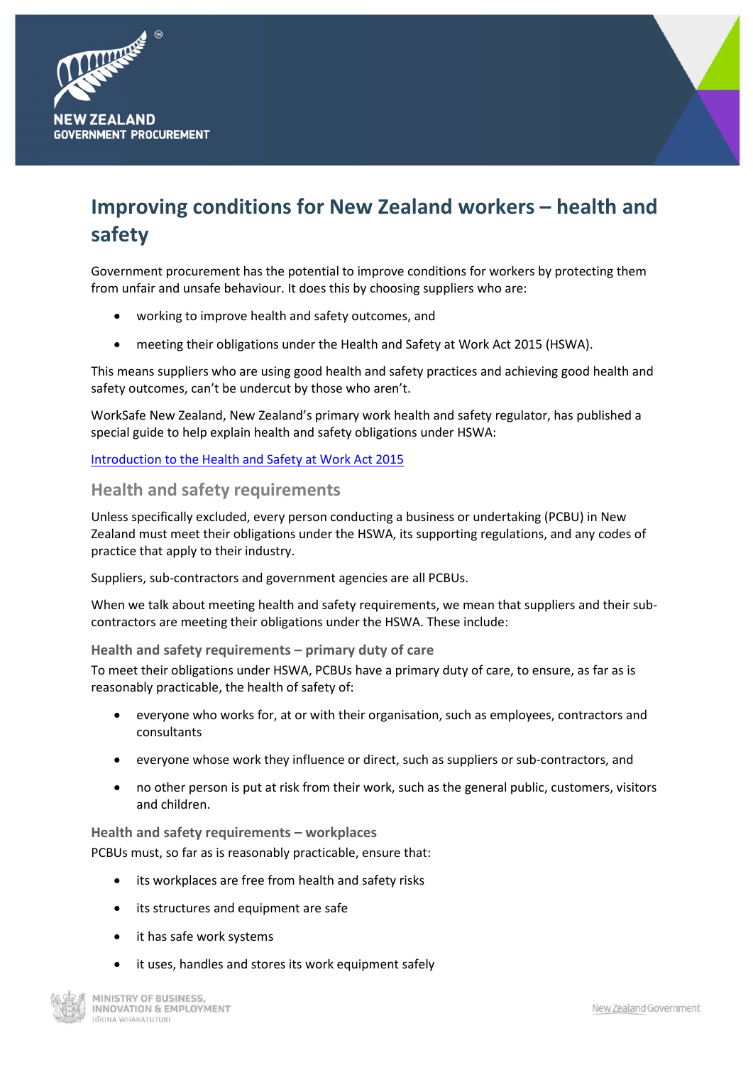# Improving conditions for New Zealand workers – health and safety

Government procurement has the potential to improve conditions for workers by protecting them from unfair and unsafe behaviour. It does this by choosing suppliers who are:

- working to improve health and safety outcomes, and
- meeting their obligations under the Health and Safety at Work Act 2015 (HSWA).

This means suppliers who are using good health and safety practices and achieving good health and safety outcomes, can't be undercut by those who aren't.

WorkSafe New Zealand, New Zealand's primary work health and safety regulator, has published a special guide to help explain health and safety obligations under HSWA:

[Introduction to the Health and Safety at Work Act 2015]

## Health and safety requirements

Unless specifically excluded, every person conducting a business or undertaking (PCBU) in New Zealand must meet their obligations under the HSWA, its supporting regulations, and any codes of practice that apply to their industry.

Suppliers, sub-contractors and government agencies are all PCBUs.

When we talk about meeting health and safety requirements, we mean that suppliers and their sub-contractors are meeting their obligations under the HSWA. These include:

### Health and safety requirements – primary duty of care

To meet their obligations under HSWA, PCBUs have a primary duty of care, to ensure, as far as is reasonably practicable, the health of safety of:

- everyone who works for, at or with their organisation, such as employees, contractors and consultants
- everyone whose work they influence or direct, such as suppliers or sub-contractors, and
- no other person is put at risk from their work, such as the general public, customers, visitors and children.

### Health and safety requirements – workplaces

PCBUs must, so far as is reasonably practicable, ensure that:

- its workplaces are free from health and safety risks
- its structures and equipment are safe
- it has safe work systems
- it uses, handles and stores its work equipment safely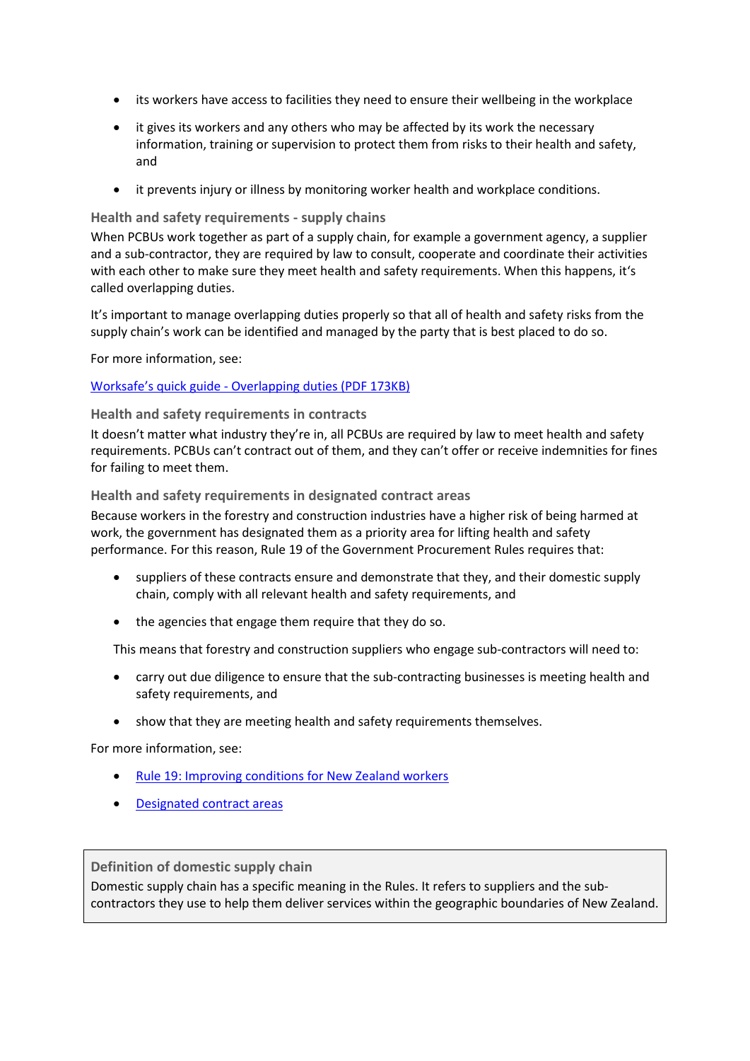- its workers have access to facilities they need to ensure their wellbeing in the workplace
- it gives its workers and any others who may be affected by its work the necessary information, training or supervision to protect them from risks to their health and safety, and
- it prevents injury or illness by monitoring worker health and workplace conditions.

### Health and safety requirements - supply chains

When PCBUs work together as part of a supply chain, for example a government agency, a supplier and a sub-contractor, they are required by law to consult, cooperate and coordinate their activities with each other to make sure they meet health and safety requirements. When this happens, it's called overlapping duties.

It's important to manage overlapping duties properly so that all of health and safety risks from the supply chain's work can be identified and managed by the party that is best placed to do so.

For more information, see:

[Worksafe's quick guide - Overlapping duties (PDF 173KB)]

### Health and safety requirements in contracts

It doesn't matter what industry they're in, all PCBUs are required by law to meet health and safety requirements. PCBUs can't contract out of them, and they can't offer or receive indemnities for fines for failing to meet them.

### Health and safety requirements in designated contract areas

Because workers in the forestry and construction industries have a higher risk of being harmed at work, the government has designated them as a priority area for lifting health and safety performance. For this reason, Rule 19 of the Government Procurement Rules requires that:

- suppliers of these contracts ensure and demonstrate that they, and their domestic supply chain, comply with all relevant health and safety requirements, and
- the agencies that engage them require that they do so.

This means that forestry and construction suppliers who engage sub-contractors will need to:

- carry out due diligence to ensure that the sub-contracting businesses is meeting health and safety requirements, and
- show that they are meeting health and safety requirements themselves.

For more information, see:

- [Rule 19: Improving conditions for New Zealand workers]
- [Designated contract areas]

> **Definition of domestic supply chain**
>
> Domestic supply chain has a specific meaning in the Rules. It refers to suppliers and the sub-contractors they use to help them deliver services within the geographic boundaries of New Zealand.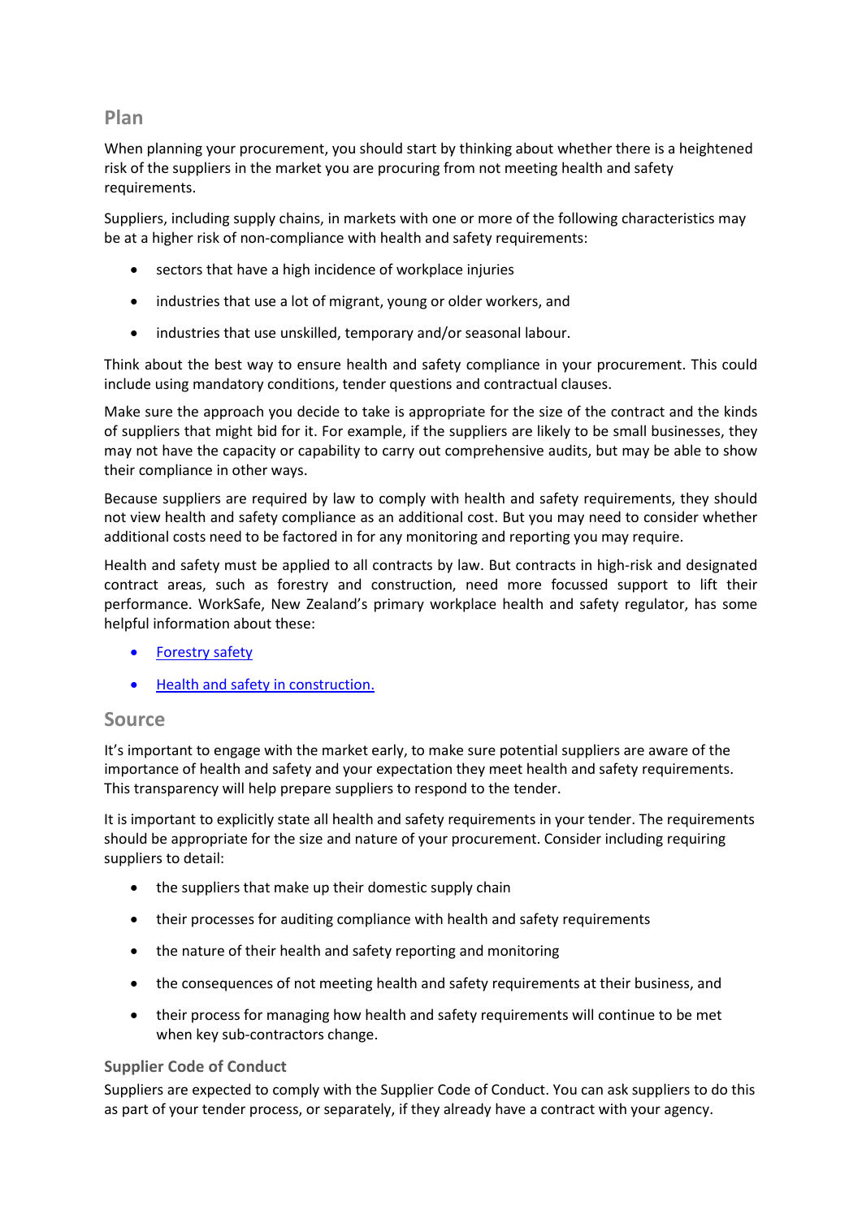## Plan

When planning your procurement, you should start by thinking about whether there is a heightened risk of the suppliers in the market you are procuring from not meeting health and safety requirements.

Suppliers, including supply chains, in markets with one or more of the following characteristics may be at a higher risk of non-compliance with health and safety requirements:

- sectors that have a high incidence of workplace injuries
- industries that use a lot of migrant, young or older workers, and
- industries that use unskilled, temporary and/or seasonal labour.

Think about the best way to ensure health and safety compliance in your procurement. This could include using mandatory conditions, tender questions and contractual clauses.

Make sure the approach you decide to take is appropriate for the size of the contract and the kinds of suppliers that might bid for it. For example, if the suppliers are likely to be small businesses, they may not have the capacity or capability to carry out comprehensive audits, but may be able to show their compliance in other ways.

Because suppliers are required by law to comply with health and safety requirements, they should not view health and safety compliance as an additional cost. But you may need to consider whether additional costs need to be factored in for any monitoring and reporting you may require.

Health and safety must be applied to all contracts by law. But contracts in high-risk and designated contract areas, such as forestry and construction, need more focussed support to lift their performance. WorkSafe, New Zealand's primary workplace health and safety regulator, has some helpful information about these:

- Forestry safety
- Health and safety in construction.

## Source

It's important to engage with the market early, to make sure potential suppliers are aware of the importance of health and safety and your expectation they meet health and safety requirements. This transparency will help prepare suppliers to respond to the tender.

It is important to explicitly state all health and safety requirements in your tender. The requirements should be appropriate for the size and nature of your procurement. Consider including requiring suppliers to detail:

- the suppliers that make up their domestic supply chain
- their processes for auditing compliance with health and safety requirements
- the nature of their health and safety reporting and monitoring
- the consequences of not meeting health and safety requirements at their business, and
- their process for managing how health and safety requirements will continue to be met when key sub-contractors change.

### Supplier Code of Conduct

Suppliers are expected to comply with the Supplier Code of Conduct. You can ask suppliers to do this as part of your tender process, or separately, if they already have a contract with your agency.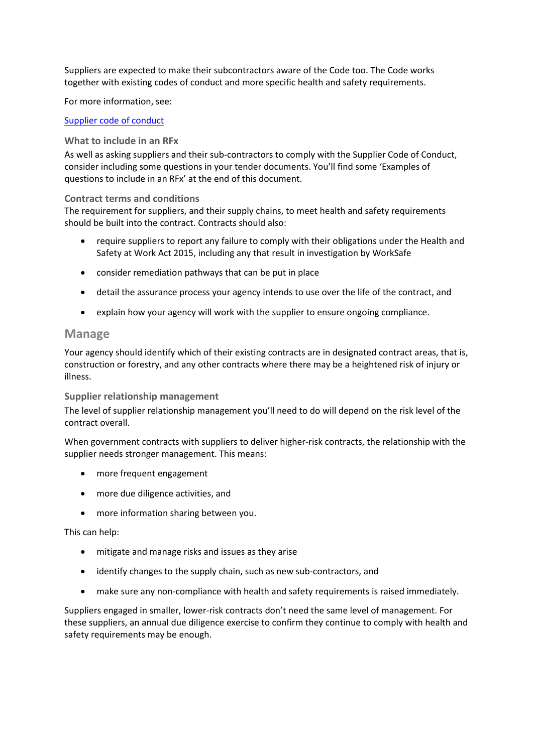Suppliers are expected to make their subcontractors aware of the Code too. The Code works together with existing codes of conduct and more specific health and safety requirements.

For more information, see:

[Supplier code of conduct]

### What to include in an RFx

As well as asking suppliers and their sub-contractors to comply with the Supplier Code of Conduct, consider including some questions in your tender documents. You'll find some 'Examples of questions to include in an RFx' at the end of this document.

### Contract terms and conditions

The requirement for suppliers, and their supply chains, to meet health and safety requirements should be built into the contract. Contracts should also:

- require suppliers to report any failure to comply with their obligations under the Health and Safety at Work Act 2015, including any that result in investigation by WorkSafe
- consider remediation pathways that can be put in place
- detail the assurance process your agency intends to use over the life of the contract, and
- explain how your agency will work with the supplier to ensure ongoing compliance.

## Manage

Your agency should identify which of their existing contracts are in designated contract areas, that is, construction or forestry, and any other contracts where there may be a heightened risk of injury or illness.

### Supplier relationship management

The level of supplier relationship management you'll need to do will depend on the risk level of the contract overall.

When government contracts with suppliers to deliver higher-risk contracts, the relationship with the supplier needs stronger management. This means:

- more frequent engagement
- more due diligence activities, and
- more information sharing between you.

This can help:

- mitigate and manage risks and issues as they arise
- identify changes to the supply chain, such as new sub-contractors, and
- make sure any non-compliance with health and safety requirements is raised immediately.

Suppliers engaged in smaller, lower-risk contracts don't need the same level of management. For these suppliers, an annual due diligence exercise to confirm they continue to comply with health and safety requirements may be enough.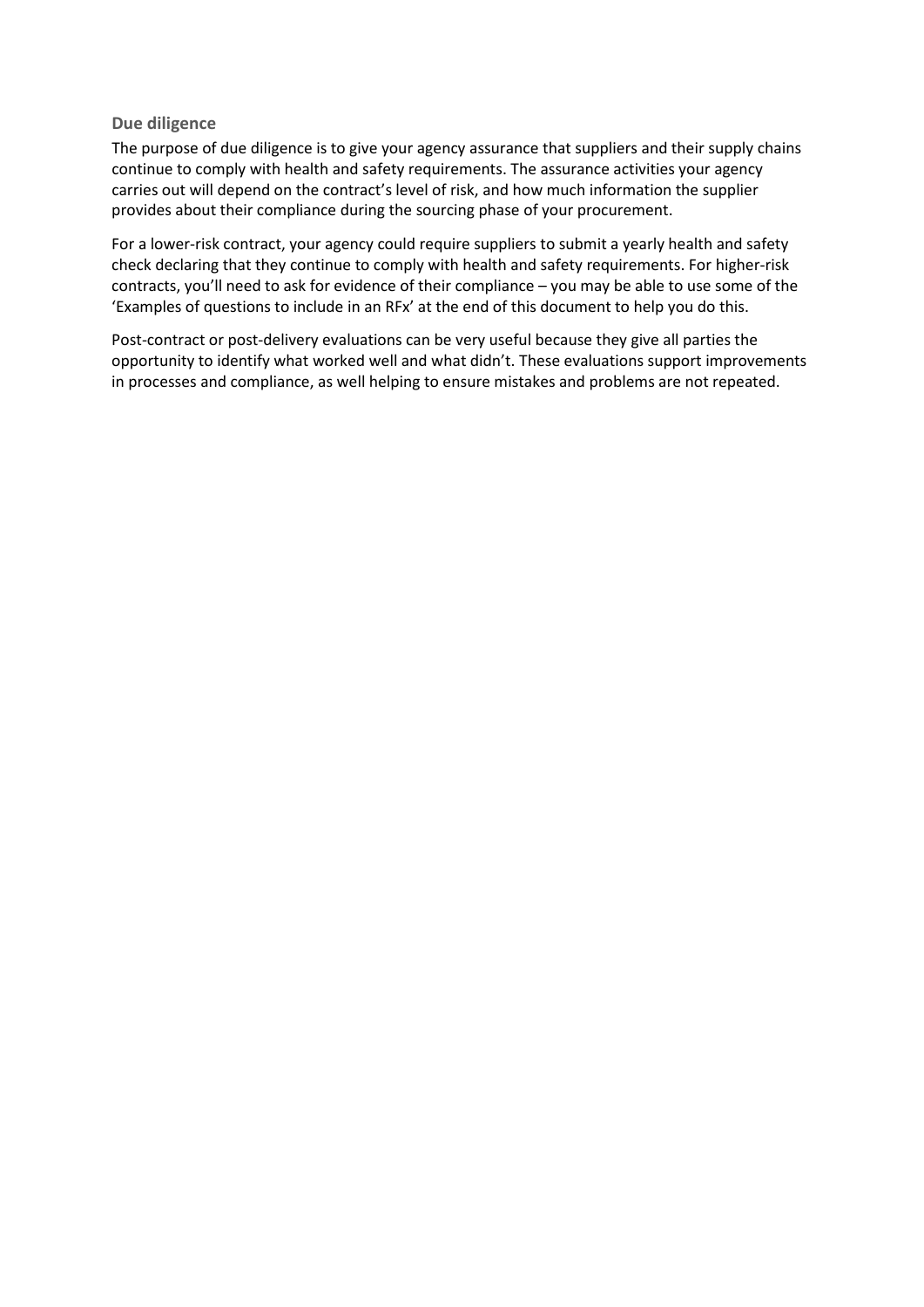### Due diligence

The purpose of due diligence is to give your agency assurance that suppliers and their supply chains continue to comply with health and safety requirements. The assurance activities your agency carries out will depend on the contract's level of risk, and how much information the supplier provides about their compliance during the sourcing phase of your procurement.

For a lower-risk contract, your agency could require suppliers to submit a yearly health and safety check declaring that they continue to comply with health and safety requirements. For higher-risk contracts, you'll need to ask for evidence of their compliance – you may be able to use some of the 'Examples of questions to include in an RFx' at the end of this document to help you do this.

Post-contract or post-delivery evaluations can be very useful because they give all parties the opportunity to identify what worked well and what didn't. These evaluations support improvements in processes and compliance, as well helping to ensure mistakes and problems are not repeated.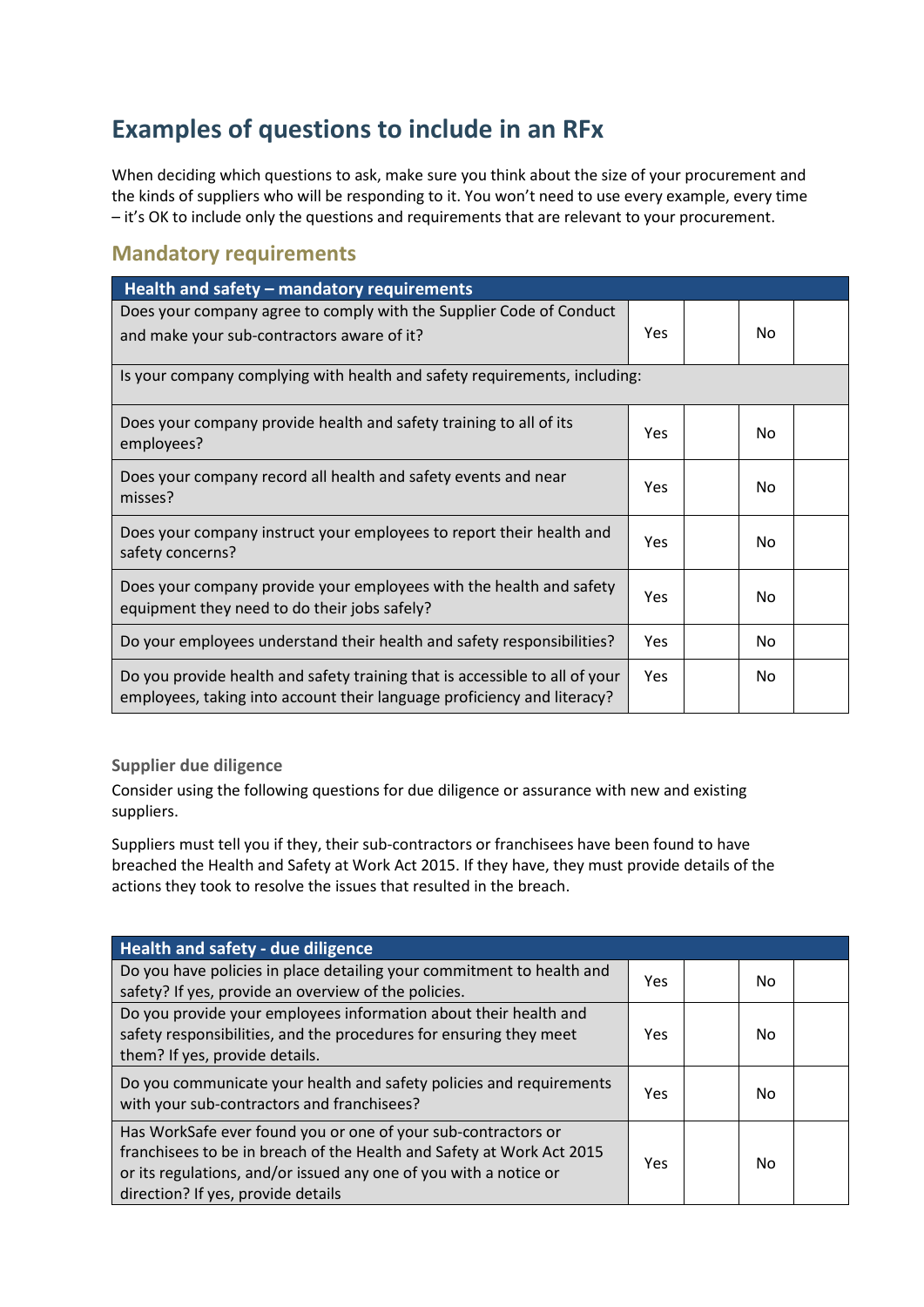# Examples of questions to include in an RFx

When deciding which questions to ask, make sure you think about the size of your procurement and the kinds of suppliers who will be responding to it. You won't need to use every example, every time – it's OK to include only the questions and requirements that are relevant to your procurement.

## Mandatory requirements

| Health and safety – mandatory requirements | | | | |
|---|---|---|---|---|
| Does your company agree to comply with the Supplier Code of Conduct and make your sub-contractors aware of it? | Yes | | No | |
| Is your company complying with health and safety requirements, including: | | | | |
| Does your company provide health and safety training to all of its employees? | Yes | | No | |
| Does your company record all health and safety events and near misses? | Yes | | No | |
| Does your company instruct your employees to report their health and safety concerns? | Yes | | No | |
| Does your company provide your employees with the health and safety equipment they need to do their jobs safely? | Yes | | No | |
| Do your employees understand their health and safety responsibilities? | Yes | | No | |
| Do you provide health and safety training that is accessible to all of your employees, taking into account their language proficiency and literacy? | Yes | | No | |

### Supplier due diligence

Consider using the following questions for due diligence or assurance with new and existing suppliers.

Suppliers must tell you if they, their sub-contractors or franchisees have been found to have breached the Health and Safety at Work Act 2015. If they have, they must provide details of the actions they took to resolve the issues that resulted in the breach.

| Health and safety - due diligence | | | | |
|---|---|---|---|---|
| Do you have policies in place detailing your commitment to health and safety? If yes, provide an overview of the policies. | Yes | | No | |
| Do you provide your employees information about their health and safety responsibilities, and the procedures for ensuring they meet them? If yes, provide details. | Yes | | No | |
| Do you communicate your health and safety policies and requirements with your sub-contractors and franchisees? | Yes | | No | |
| Has WorkSafe ever found you or one of your sub-contractors or franchisees to be in breach of the Health and Safety at Work Act 2015 or its regulations, and/or issued any one of you with a notice or direction? If yes, provide details | Yes | | No | |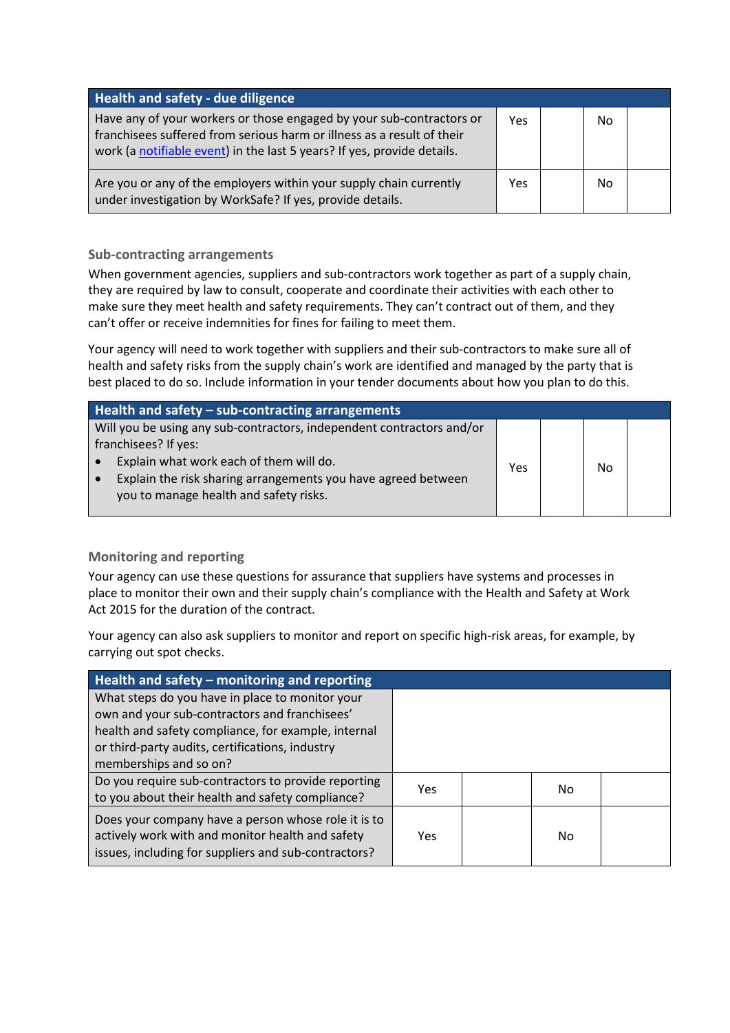| Health and safety - due diligence | | | | |
|---|---|---|---|---|
| Have any of your workers or those engaged by your sub-contractors or franchisees suffered from serious harm or illness as a result of their work (a notifiable event) in the last 5 years? If yes, provide details. | Yes | | No | |
| Are you or any of the employers within your supply chain currently under investigation by WorkSafe? If yes, provide details. | Yes | | No | |

### Sub-contracting arrangements

When government agencies, suppliers and sub-contractors work together as part of a supply chain, they are required by law to consult, cooperate and coordinate their activities with each other to make sure they meet health and safety requirements. They can't contract out of them, and they can't offer or receive indemnities for fines for failing to meet them.

Your agency will need to work together with suppliers and their sub-contractors to make sure all of health and safety risks from the supply chain's work are identified and managed by the party that is best placed to do so. Include information in your tender documents about how you plan to do this.

| Health and safety – sub-contracting arrangements | | | | |
|---|---|---|---|---|
| Will you be using any sub-contractors, independent contractors and/or franchisees? If yes:<br>• Explain what work each of them will do.<br>• Explain the risk sharing arrangements you have agreed between you to manage health and safety risks. | Yes | | No | |

### Monitoring and reporting

Your agency can use these questions for assurance that suppliers have systems and processes in place to monitor their own and their supply chain's compliance with the Health and Safety at Work Act 2015 for the duration of the contract.

Your agency can also ask suppliers to monitor and report on specific high-risk areas, for example, by carrying out spot checks.

| Health and safety – monitoring and reporting | | | | |
|---|---|---|---|---|
| What steps do you have in place to monitor your own and your sub-contractors and franchisees' health and safety compliance, for example, internal or third-party audits, certifications, industry memberships and so on? | | | | |
| Do you require sub-contractors to provide reporting to you about their health and safety compliance? | Yes | | No | |
| Does your company have a person whose role it is to actively work with and monitor health and safety issues, including for suppliers and sub-contractors? | Yes | | No | |